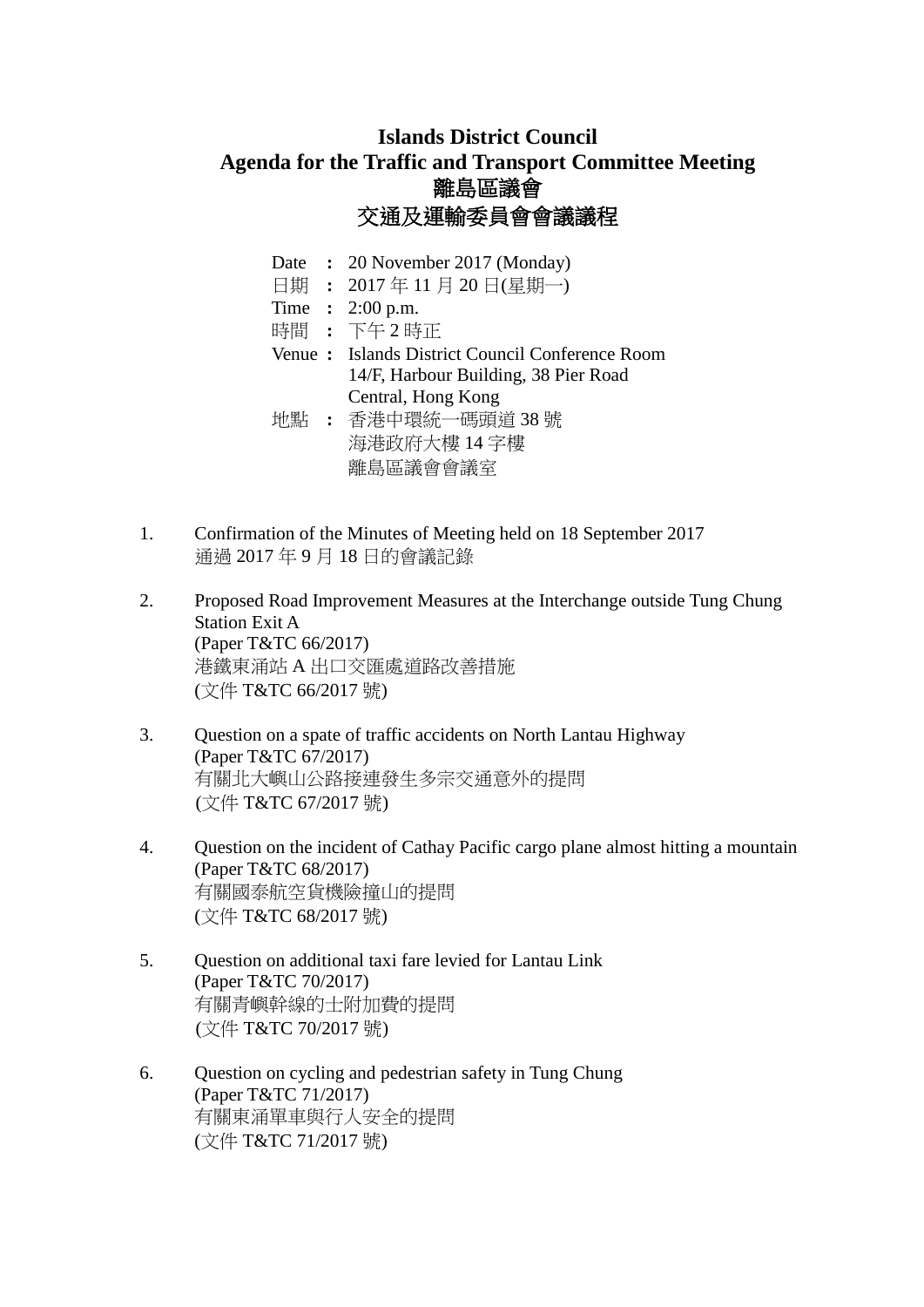# Islands District Council
# Agenda for the Traffic and Transport Committee Meeting
# 離島區議會
# 交通及運輸委員會會議議程

| | | |
|---|---|---|
| Date | **:** | 20 November 2017 (Monday) |
| 日期 | **:** | 2017 年 11 月 20 日(星期一) |
| Time | **:** | 2:00 p.m. |
| 時間 | **:** | 下午 2 時正 |
| Venue | **:** | Islands District Council Conference Room<br>14/F, Harbour Building, 38 Pier Road<br>Central, Hong Kong |
| 地點 | **:** | 香港中環統一碼頭道 38 號<br>海港政府大樓 14 字樓<br>離島區議會會議室 |

1. Confirmation of the Minutes of Meeting held on 18 September 2017
   通過 2017 年 9 月 18 日的會議記錄

2. Proposed Road Improvement Measures at the Interchange outside Tung Chung Station Exit A
   (Paper T&TC 66/2017)
   港鐵東涌站 A 出口交匯處道路改善措施
   (文件 T&TC 66/2017 號)

3. Question on a spate of traffic accidents on North Lantau Highway
   (Paper T&TC 67/2017)
   有關北大嶼山公路接連發生多宗交通意外的提問
   (文件 T&TC 67/2017 號)

4. Question on the incident of Cathay Pacific cargo plane almost hitting a mountain
   (Paper T&TC 68/2017)
   有關國泰航空貨機險撞山的提問
   (文件 T&TC 68/2017 號)

5. Question on additional taxi fare levied for Lantau Link
   (Paper T&TC 70/2017)
   有關青嶼幹線的士附加費的提問
   (文件 T&TC 70/2017 號)

6. Question on cycling and pedestrian safety in Tung Chung
   (Paper T&TC 71/2017)
   有關東涌單車與行人安全的提問
   (文件 T&TC 71/2017 號)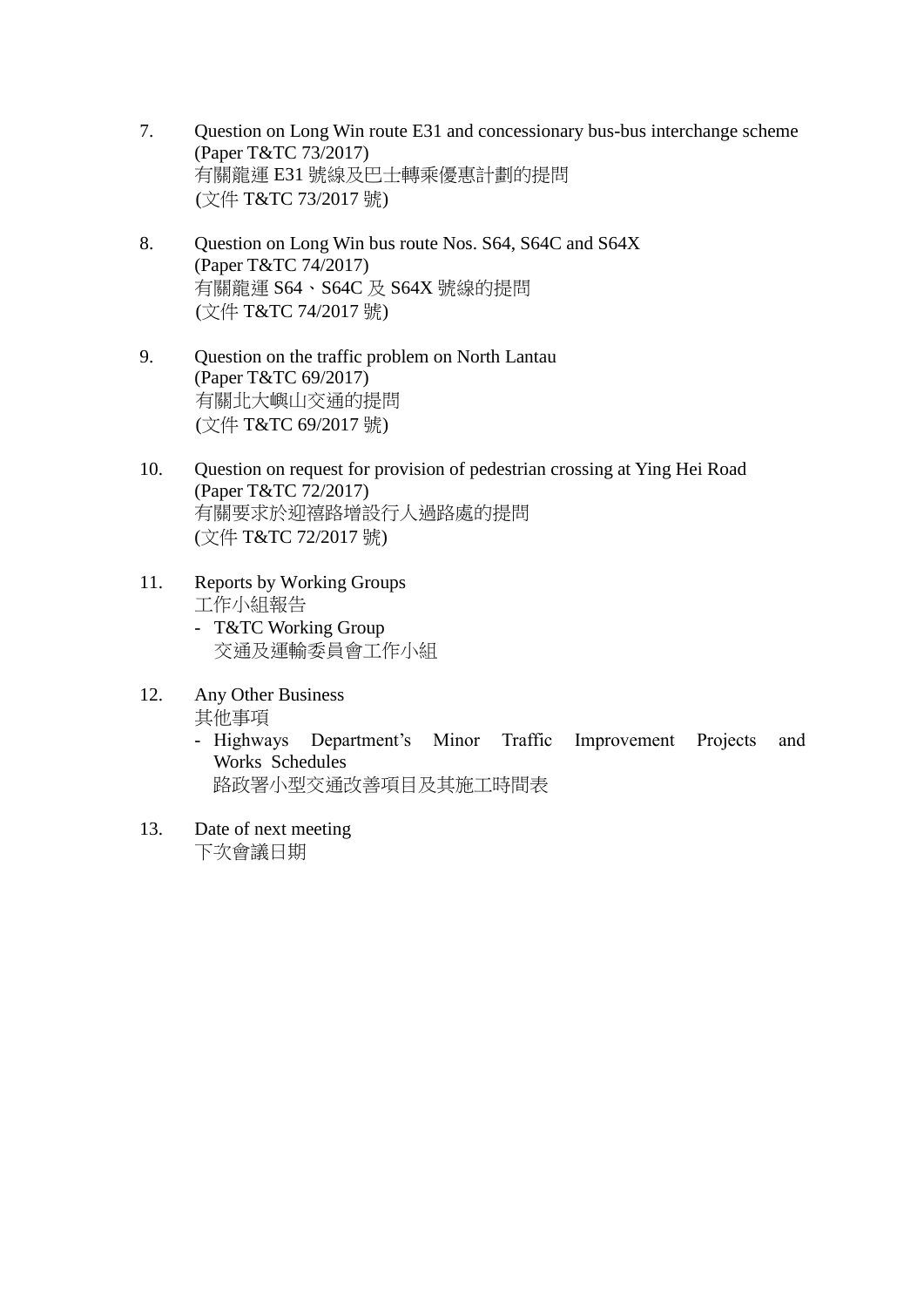7. Question on Long Win route E31 and concessionary bus-bus interchange scheme
   (Paper T&TC 73/2017)
   有關龍運 E31 號線及巴士轉乘優惠計劃的提問
   (文件 T&TC 73/2017 號)

8. Question on Long Win bus route Nos. S64, S64C and S64X
   (Paper T&TC 74/2017)
   有關龍運 S64、S64C 及 S64X 號線的提問
   (文件 T&TC 74/2017 號)

9. Question on the traffic problem on North Lantau
   (Paper T&TC 69/2017)
   有關北大嶼山交通的提問
   (文件 T&TC 69/2017 號)

10. Question on request for provision of pedestrian crossing at Ying Hei Road
    (Paper T&TC 72/2017)
    有關要求於迎禧路增設行人過路處的提問
    (文件 T&TC 72/2017 號)

11. Reports by Working Groups
    工作小組報告
    - T&TC Working Group
      交通及運輸委員會工作小組

12. Any Other Business
    其他事項
    - Highways Department's Minor Traffic Improvement Projects and Works Schedules
      路政署小型交通改善項目及其施工時間表

13. Date of next meeting
    下次會議日期